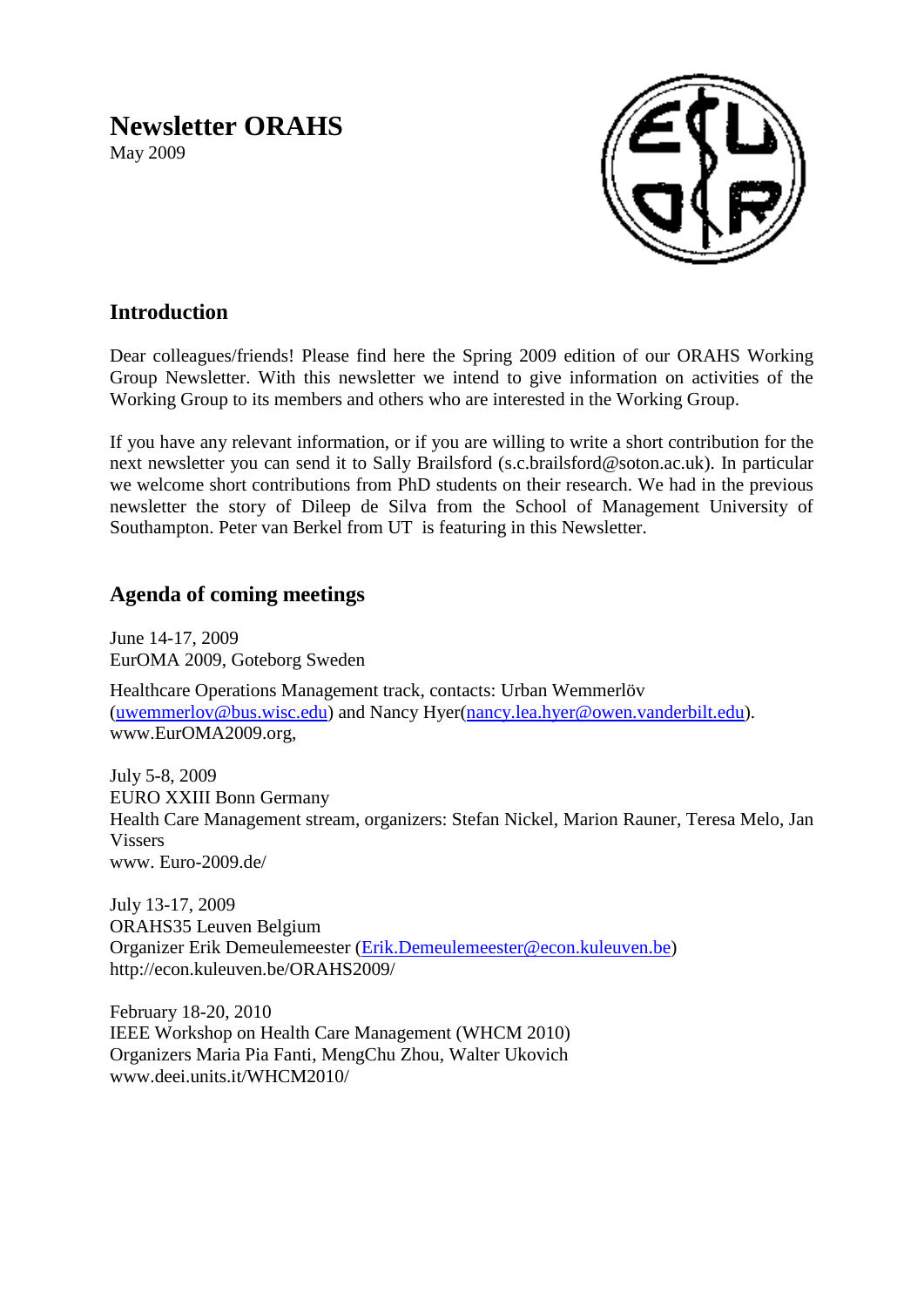# Newsletter ORAHS

May 2009

## Introduction

Dear colleagues/friends! Please find here the Spring 2009 edition of our ORAHS Working Group Newsletter. With this newsletter we intend to give information on activities of the Working Group to its members and others who are interested in the Working Group.

If you have any relevant information, or if you are willing to write a short contribution for the next newsletter you can send it to Sally Brailsford (s.c.brailsford@soton.ac.uk). In particular we welcome short contributions from PhD students on their research. We had in the previous newsletter the story of Dileep de Silva from the School of Management University of Southampton. Peter van Berkel from UT is featuring in this Newsletter.

## Agenda of coming meetings

June 14-17, 2009
EurOMA 2009, Goteborg Sweden

Healthcare Operations Management track, contacts: Urban Wemmerlöv (uwemmerlov@bus.wisc.edu) and Nancy Hyer(nancy.lea.hyer@owen.vanderbilt.edu).
www.EurOMA2009.org,

July 5-8, 2009
EURO XXIII Bonn Germany
Health Care Management stream, organizers: Stefan Nickel, Marion Rauner, Teresa Melo, Jan Vissers
www. Euro-2009.de/

July 13-17, 2009
ORAHS35 Leuven Belgium
Organizer Erik Demeulemeester (Erik.Demeulemeester@econ.kuleuven.be)
http://econ.kuleuven.be/ORAHS2009/

February 18-20, 2010
IEEE Workshop on Health Care Management (WHCM 2010)
Organizers Maria Pia Fanti, MengChu Zhou, Walter Ukovich
www.deei.units.it/WHCM2010/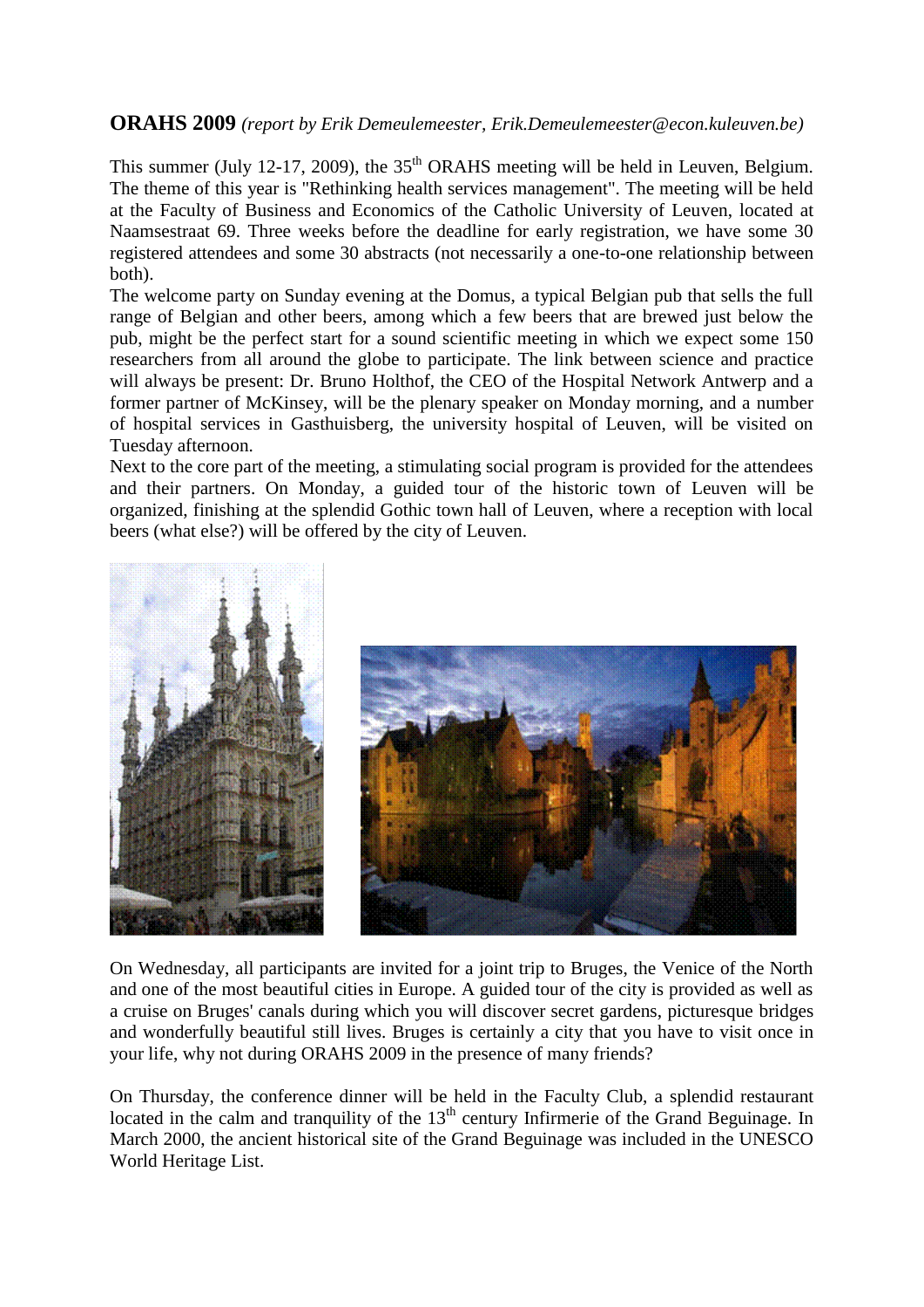## ORAHS 2009 *(report by Erik Demeulemeester, Erik.Demeulemeester@econ.kuleuven.be)*

This summer (July 12-17, 2009), the 35th ORAHS meeting will be held in Leuven, Belgium. The theme of this year is "Rethinking health services management". The meeting will be held at the Faculty of Business and Economics of the Catholic University of Leuven, located at Naamsestraat 69. Three weeks before the deadline for early registration, we have some 30 registered attendees and some 30 abstracts (not necessarily a one-to-one relationship between both).

The welcome party on Sunday evening at the Domus, a typical Belgian pub that sells the full range of Belgian and other beers, among which a few beers that are brewed just below the pub, might be the perfect start for a sound scientific meeting in which we expect some 150 researchers from all around the globe to participate. The link between science and practice will always be present: Dr. Bruno Holthof, the CEO of the Hospital Network Antwerp and a former partner of McKinsey, will be the plenary speaker on Monday morning, and a number of hospital services in Gasthuisberg, the university hospital of Leuven, will be visited on Tuesday afternoon.

Next to the core part of the meeting, a stimulating social program is provided for the attendees and their partners. On Monday, a guided tour of the historic town of Leuven will be organized, finishing at the splendid Gothic town hall of Leuven, where a reception with local beers (what else?) will be offered by the city of Leuven.

On Wednesday, all participants are invited for a joint trip to Bruges, the Venice of the North and one of the most beautiful cities in Europe. A guided tour of the city is provided as well as a cruise on Bruges' canals during which you will discover secret gardens, picturesque bridges and wonderfully beautiful still lives. Bruges is certainly a city that you have to visit once in your life, why not during ORAHS 2009 in the presence of many friends?

On Thursday, the conference dinner will be held in the Faculty Club, a splendid restaurant located in the calm and tranquility of the 13th century Infirmerie of the Grand Beguinage. In March 2000, the ancient historical site of the Grand Beguinage was included in the UNESCO World Heritage List.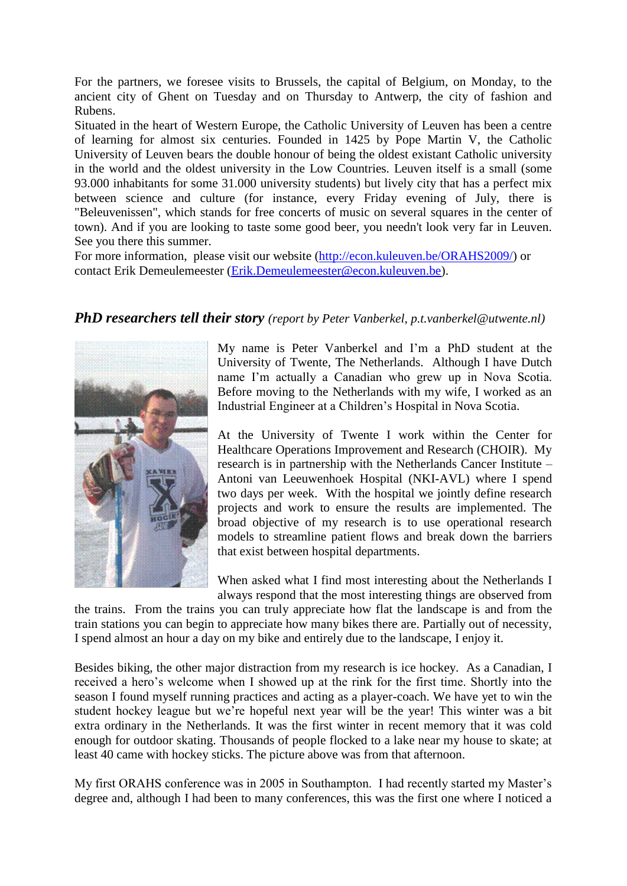For the partners, we foresee visits to Brussels, the capital of Belgium, on Monday, to the ancient city of Ghent on Tuesday and on Thursday to Antwerp, the city of fashion and Rubens.

Situated in the heart of Western Europe, the Catholic University of Leuven has been a centre of learning for almost six centuries. Founded in 1425 by Pope Martin V, the Catholic University of Leuven bears the double honour of being the oldest existant Catholic university in the world and the oldest university in the Low Countries. Leuven itself is a small (some 93.000 inhabitants for some 31.000 university students) but lively city that has a perfect mix between science and culture (for instance, every Friday evening of July, there is "Beleuvenissen", which stands for free concerts of music on several squares in the center of town). And if you are looking to taste some good beer, you needn't look very far in Leuven. See you there this summer.

For more information, please visit our website (http://econ.kuleuven.be/ORAHS2009/) or contact Erik Demeulemeester (Erik.Demeulemeester@econ.kuleuven.be).

## *PhD researchers tell their story* *(report by Peter Vanberkel, p.t.vanberkel@utwente.nl)*

My name is Peter Vanberkel and I'm a PhD student at the University of Twente, The Netherlands. Although I have Dutch name I'm actually a Canadian who grew up in Nova Scotia. Before moving to the Netherlands with my wife, I worked as an Industrial Engineer at a Children's Hospital in Nova Scotia.

At the University of Twente I work within the Center for Healthcare Operations Improvement and Research (CHOIR). My research is in partnership with the Netherlands Cancer Institute – Antoni van Leeuwenhoek Hospital (NKI-AVL) where I spend two days per week. With the hospital we jointly define research projects and work to ensure the results are implemented. The broad objective of my research is to use operational research models to streamline patient flows and break down the barriers that exist between hospital departments.

When asked what I find most interesting about the Netherlands I always respond that the most interesting things are observed from the trains. From the trains you can truly appreciate how flat the landscape is and from the train stations you can begin to appreciate how many bikes there are. Partially out of necessity, I spend almost an hour a day on my bike and entirely due to the landscape, I enjoy it.

Besides biking, the other major distraction from my research is ice hockey. As a Canadian, I received a hero's welcome when I showed up at the rink for the first time. Shortly into the season I found myself running practices and acting as a player-coach. We have yet to win the student hockey league but we're hopeful next year will be the year! This winter was a bit extra ordinary in the Netherlands. It was the first winter in recent memory that it was cold enough for outdoor skating. Thousands of people flocked to a lake near my house to skate; at least 40 came with hockey sticks. The picture above was from that afternoon.

My first ORAHS conference was in 2005 in Southampton. I had recently started my Master's degree and, although I had been to many conferences, this was the first one where I noticed a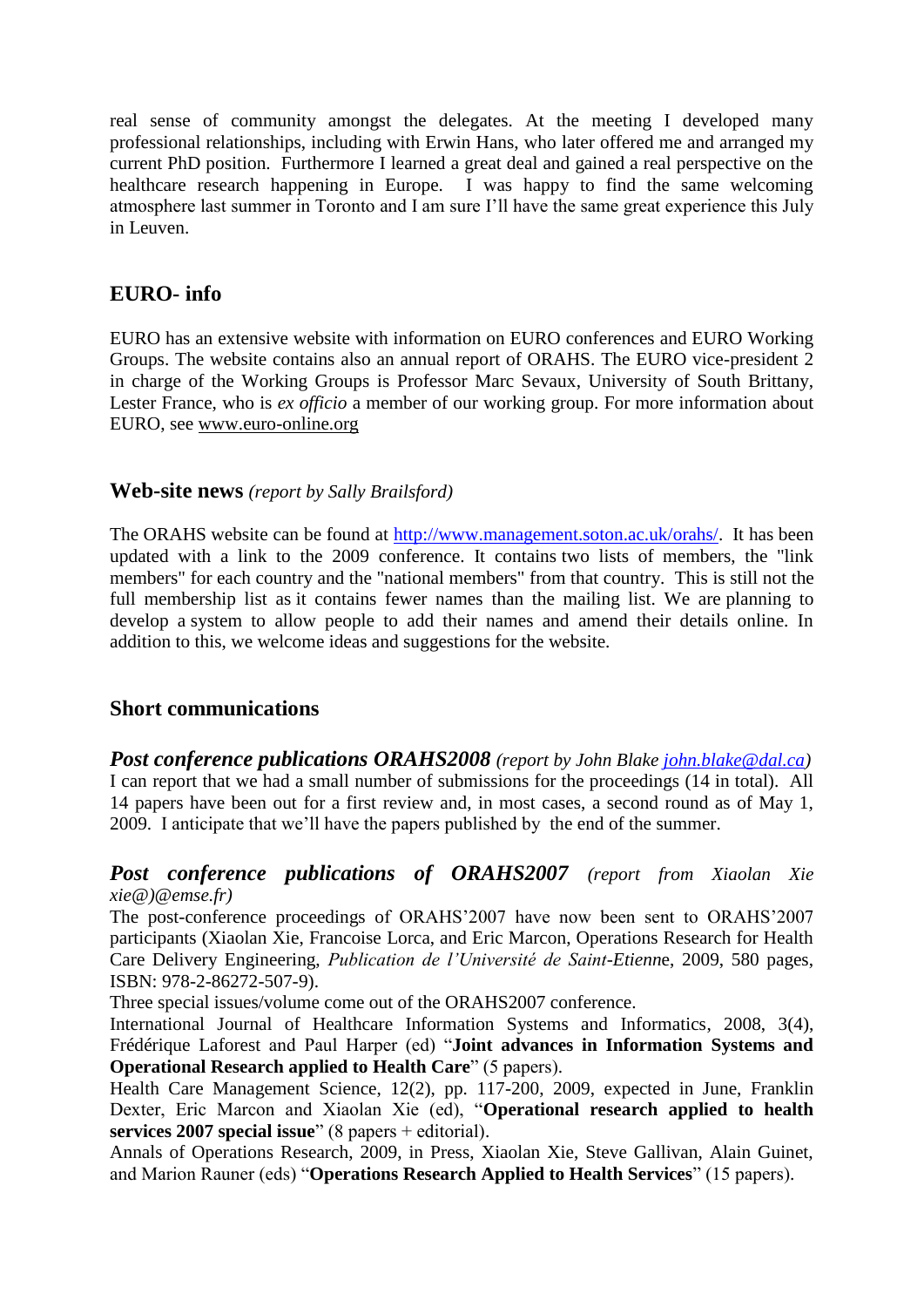real sense of community amongst the delegates. At the meeting I developed many professional relationships, including with Erwin Hans, who later offered me and arranged my current PhD position. Furthermore I learned a great deal and gained a real perspective on the healthcare research happening in Europe. I was happy to find the same welcoming atmosphere last summer in Toronto and I am sure I'll have the same great experience this July in Leuven.

## EURO- info

EURO has an extensive website with information on EURO conferences and EURO Working Groups. The website contains also an annual report of ORAHS. The EURO vice-president 2 in charge of the Working Groups is Professor Marc Sevaux, University of South Brittany, Lester France, who is *ex officio* a member of our working group. For more information about EURO, see www.euro-online.org

## Web-site news *(report by Sally Brailsford)*

The ORAHS website can be found at http://www.management.soton.ac.uk/orahs/. It has been updated with a link to the 2009 conference. It contains two lists of members, the "link members" for each country and the "national members" from that country. This is still not the full membership list as it contains fewer names than the mailing list. We are planning to develop a system to allow people to add their names and amend their details online. In addition to this, we welcome ideas and suggestions for the website.

## Short communications

***Post conference publications ORAHS2008*** *(report by John Blake john.blake@dal.ca)*
I can report that we had a small number of submissions for the proceedings (14 in total). All 14 papers have been out for a first review and, in most cases, a second round as of May 1, 2009. I anticipate that we'll have the papers published by the end of the summer.

***Post conference publications of ORAHS2007*** *(report from Xiaolan Xie xie@)@emse.fr)*
The post-conference proceedings of ORAHS'2007 have now been sent to ORAHS'2007 participants (Xiaolan Xie, Francoise Lorca, and Eric Marcon, Operations Research for Health Care Delivery Engineering, *Publication de l'Université de Saint-Etienn*e, 2009, 580 pages, ISBN: 978-2-86272-507-9).
Three special issues/volume come out of the ORAHS2007 conference.
International Journal of Healthcare Information Systems and Informatics, 2008, 3(4), Frédérique Laforest and Paul Harper (ed) "**Joint advances in Information Systems and Operational Research applied to Health Care**" (5 papers).
Health Care Management Science, 12(2), pp. 117-200, 2009, expected in June, Franklin Dexter, Eric Marcon and Xiaolan Xie (ed), "**Operational research applied to health services 2007 special issue**" (8 papers + editorial).
Annals of Operations Research, 2009, in Press, Xiaolan Xie, Steve Gallivan, Alain Guinet, and Marion Rauner (eds) "**Operations Research Applied to Health Services**" (15 papers).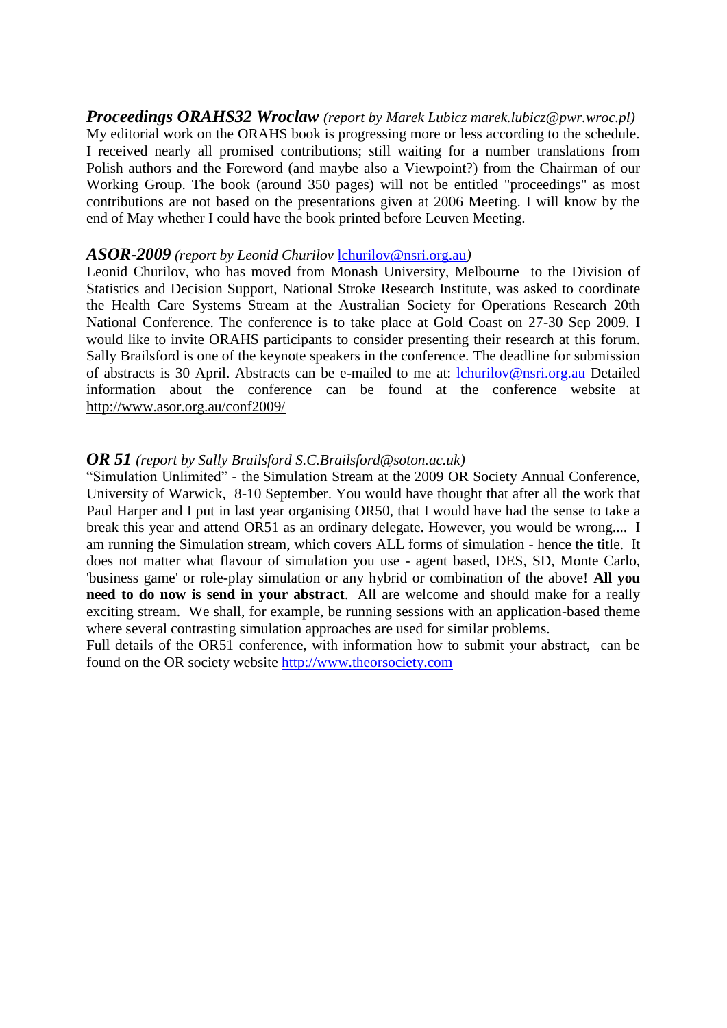***Proceedings ORAHS32 Wroclaw*** *(report by Marek Lubicz marek.lubicz@pwr.wroc.pl)*
My editorial work on the ORAHS book is progressing more or less according to the schedule. I received nearly all promised contributions; still waiting for a number translations from Polish authors and the Foreword (and maybe also a Viewpoint?) from the Chairman of our Working Group. The book (around 350 pages) will not be entitled "proceedings" as most contributions are not based on the presentations given at 2006 Meeting. I will know by the end of May whether I could have the book printed before Leuven Meeting.

***ASOR-2009*** *(report by Leonid Churilov [lchurilov@nsri.org.au](mailto:lchurilov@nsri.org.au))*
Leonid Churilov, who has moved from Monash University, Melbourne to the Division of Statistics and Decision Support, National Stroke Research Institute, was asked to coordinate the Health Care Systems Stream at the Australian Society for Operations Research 20th National Conference. The conference is to take place at Gold Coast on 27-30 Sep 2009. I would like to invite ORAHS participants to consider presenting their research at this forum. Sally Brailsford is one of the keynote speakers in the conference. The deadline for submission of abstracts is 30 April. Abstracts can be e-mailed to me at: [lchurilov@nsri.org.au](mailto:lchurilov@nsri.org.au) Detailed information about the conference can be found at the conference website at [http://www.asor.org.au/conf2009/](http://www.asor.org.au/conf2009/)

***OR 51*** *(report by Sally Brailsford S.C.Brailsford@soton.ac.uk)*
"Simulation Unlimited" - the Simulation Stream at the 2009 OR Society Annual Conference, University of Warwick, 8-10 September. You would have thought that after all the work that Paul Harper and I put in last year organising OR50, that I would have had the sense to take a break this year and attend OR51 as an ordinary delegate. However, you would be wrong.... I am running the Simulation stream, which covers ALL forms of simulation - hence the title. It does not matter what flavour of simulation you use - agent based, DES, SD, Monte Carlo, 'business game' or role-play simulation or any hybrid or combination of the above! **All you need to do now is send in your abstract**. All are welcome and should make for a really exciting stream. We shall, for example, be running sessions with an application-based theme where several contrasting simulation approaches are used for similar problems.
Full details of the OR51 conference, with information how to submit your abstract, can be found on the OR society website [http://www.theorsociety.com](http://www.theorsociety.com)